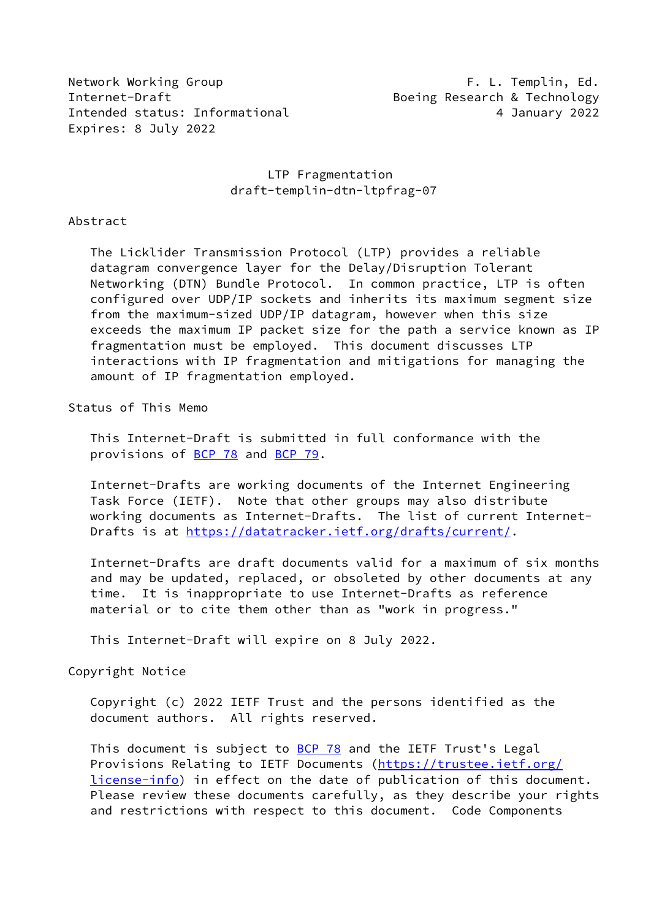Network Working Group F. L. Templin, Ed.
Internet-Draft Boeing Research & Technology
Intended status: Informational 4 January 2022
Expires: 8 July 2022

# LTP Fragmentation
draft-templin-dtn-ltpfrag-07

## Abstract

The Licklider Transmission Protocol (LTP) provides a reliable datagram convergence layer for the Delay/Disruption Tolerant Networking (DTN) Bundle Protocol. In common practice, LTP is often configured over UDP/IP sockets and inherits its maximum segment size from the maximum-sized UDP/IP datagram, however when this size exceeds the maximum IP packet size for the path a service known as IP fragmentation must be employed. This document discusses LTP interactions with IP fragmentation and mitigations for managing the amount of IP fragmentation employed.

## Status of This Memo

This Internet-Draft is submitted in full conformance with the provisions of BCP 78 and BCP 79.

Internet-Drafts are working documents of the Internet Engineering Task Force (IETF). Note that other groups may also distribute working documents as Internet-Drafts. The list of current Internet-Drafts is at https://datatracker.ietf.org/drafts/current/.

Internet-Drafts are draft documents valid for a maximum of six months and may be updated, replaced, or obsoleted by other documents at any time. It is inappropriate to use Internet-Drafts as reference material or to cite them other than as "work in progress."

This Internet-Draft will expire on 8 July 2022.

## Copyright Notice

Copyright (c) 2022 IETF Trust and the persons identified as the document authors. All rights reserved.

This document is subject to BCP 78 and the IETF Trust's Legal Provisions Relating to IETF Documents (https://trustee.ietf.org/license-info) in effect on the date of publication of this document. Please review these documents carefully, as they describe your rights and restrictions with respect to this document. Code Components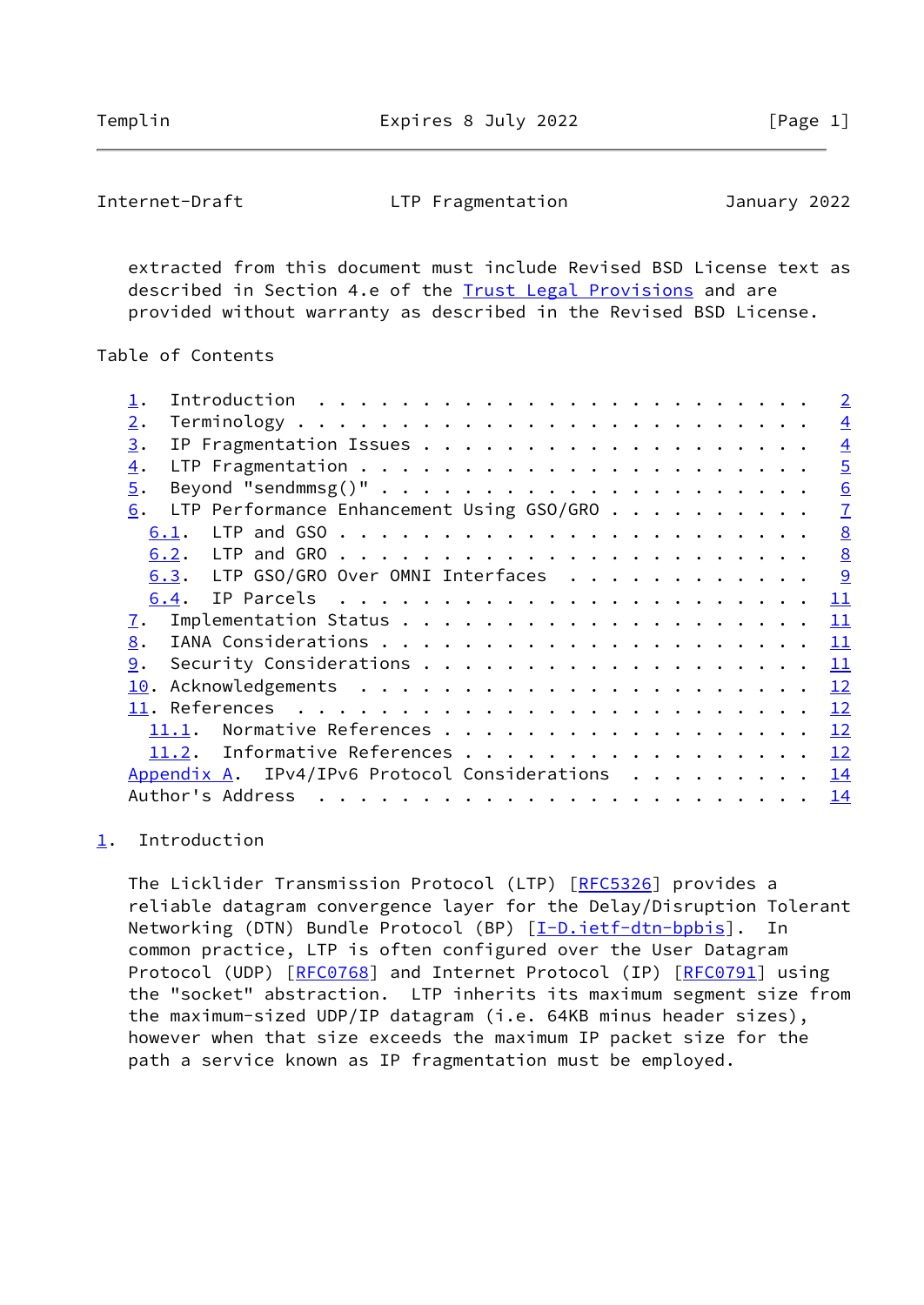extracted from this document must include Revised BSD License text as described in Section 4.e of the Trust Legal Provisions and are provided without warranty as described in the Revised BSD License.

Table of Contents

1. Introduction . . . . . . . . . . . . . . . . . . . . . . . . 2
2. Terminology . . . . . . . . . . . . . . . . . . . . . . . . 4
3. IP Fragmentation Issues . . . . . . . . . . . . . . . . . . 4
4. LTP Fragmentation . . . . . . . . . . . . . . . . . . . . . 5
5. Beyond "sendmmsg()" . . . . . . . . . . . . . . . . . . . . 6
6. LTP Performance Enhancement Using GSO/GRO . . . . . . . . . 7
   6.1. LTP and GSO . . . . . . . . . . . . . . . . . . . . . . 8
   6.2. LTP and GRO . . . . . . . . . . . . . . . . . . . . . . 8
   6.3. LTP GSO/GRO Over OMNI Interfaces . . . . . . . . . . . 9
   6.4. IP Parcels . . . . . . . . . . . . . . . . . . . . . . 11
7. Implementation Status . . . . . . . . . . . . . . . . . . . 11
8. IANA Considerations . . . . . . . . . . . . . . . . . . . . 11
9. Security Considerations . . . . . . . . . . . . . . . . . . 11
10. Acknowledgements . . . . . . . . . . . . . . . . . . . . . 12
11. References . . . . . . . . . . . . . . . . . . . . . . . . 12
   11.1. Normative References . . . . . . . . . . . . . . . . . 12
   11.2. Informative References . . . . . . . . . . . . . . . . 12
Appendix A. IPv4/IPv6 Protocol Considerations . . . . . . . . . 14
Author's Address . . . . . . . . . . . . . . . . . . . . . . . 14

## 1. Introduction

The Licklider Transmission Protocol (LTP) [RFC5326] provides a reliable datagram convergence layer for the Delay/Disruption Tolerant Networking (DTN) Bundle Protocol (BP) [I-D.ietf-dtn-bpbis]. In common practice, LTP is often configured over the User Datagram Protocol (UDP) [RFC0768] and Internet Protocol (IP) [RFC0791] using the "socket" abstraction. LTP inherits its maximum segment size from the maximum-sized UDP/IP datagram (i.e. 64KB minus header sizes), however when that size exceeds the maximum IP packet size for the path a service known as IP fragmentation must be employed.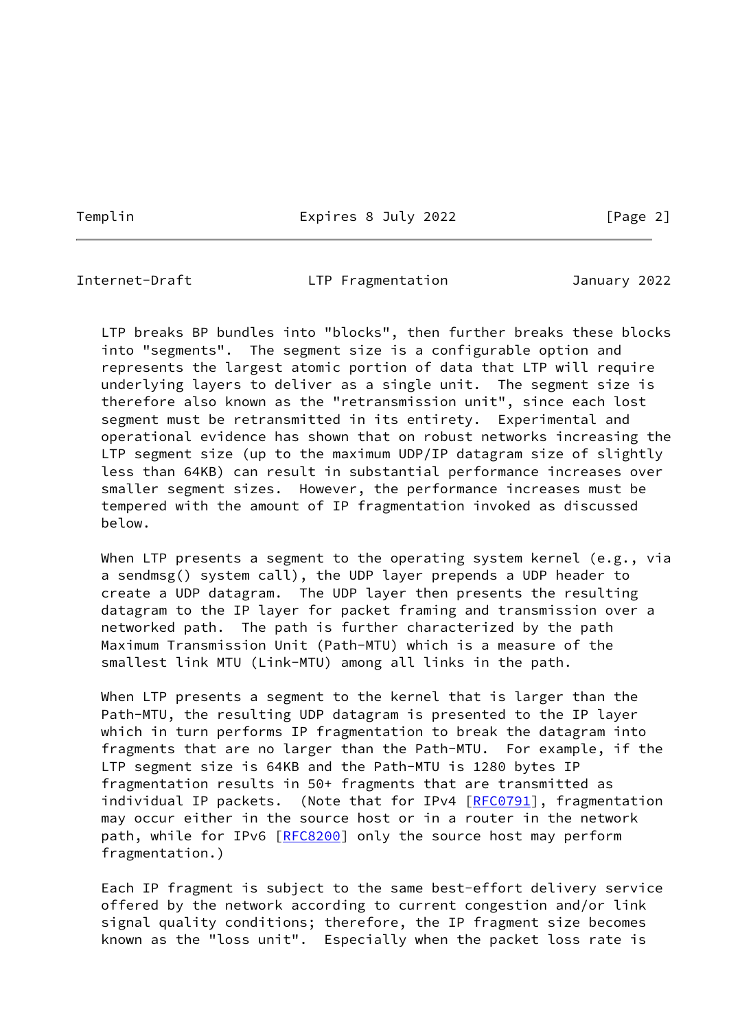LTP breaks BP bundles into "blocks", then further breaks these blocks into "segments". The segment size is a configurable option and represents the largest atomic portion of data that LTP will require underlying layers to deliver as a single unit. The segment size is therefore also known as the "retransmission unit", since each lost segment must be retransmitted in its entirety. Experimental and operational evidence has shown that on robust networks increasing the LTP segment size (up to the maximum UDP/IP datagram size of slightly less than 64KB) can result in substantial performance increases over smaller segment sizes. However, the performance increases must be tempered with the amount of IP fragmentation invoked as discussed below.

When LTP presents a segment to the operating system kernel (e.g., via a sendmsg() system call), the UDP layer prepends a UDP header to create a UDP datagram. The UDP layer then presents the resulting datagram to the IP layer for packet framing and transmission over a networked path. The path is further characterized by the path Maximum Transmission Unit (Path-MTU) which is a measure of the smallest link MTU (Link-MTU) among all links in the path.

When LTP presents a segment to the kernel that is larger than the Path-MTU, the resulting UDP datagram is presented to the IP layer which in turn performs IP fragmentation to break the datagram into fragments that are no larger than the Path-MTU. For example, if the LTP segment size is 64KB and the Path-MTU is 1280 bytes IP fragmentation results in 50+ fragments that are transmitted as individual IP packets. (Note that for IPv4 [RFC0791], fragmentation may occur either in the source host or in a router in the network path, while for IPv6 [RFC8200] only the source host may perform fragmentation.)

Each IP fragment is subject to the same best-effort delivery service offered by the network according to current congestion and/or link signal quality conditions; therefore, the IP fragment size becomes known as the "loss unit". Especially when the packet loss rate is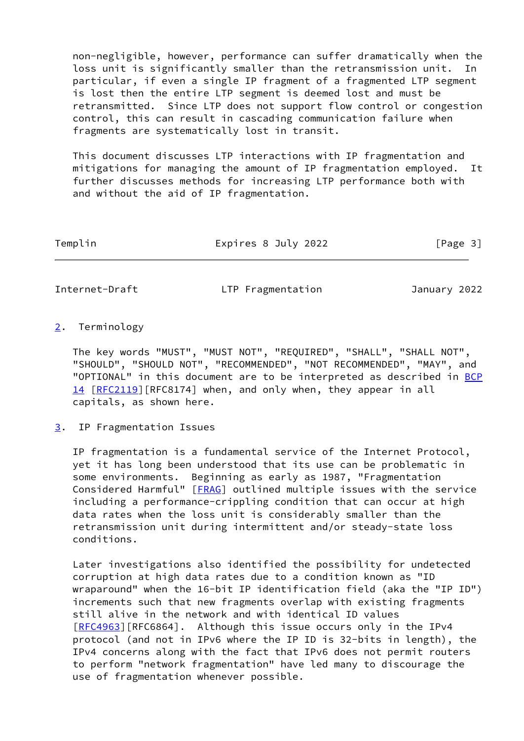non-negligible, however, performance can suffer dramatically when the loss unit is significantly smaller than the retransmission unit. In particular, if even a single IP fragment of a fragmented LTP segment is lost then the entire LTP segment is deemed lost and must be retransmitted. Since LTP does not support flow control or congestion control, this can result in cascading communication failure when fragments are systematically lost in transit.

This document discusses LTP interactions with IP fragmentation and mitigations for managing the amount of IP fragmentation employed. It further discusses methods for increasing LTP performance both with and without the aid of IP fragmentation.

## 2. Terminology

The key words "MUST", "MUST NOT", "REQUIRED", "SHALL", "SHALL NOT", "SHOULD", "SHOULD NOT", "RECOMMENDED", "NOT RECOMMENDED", "MAY", and "OPTIONAL" in this document are to be interpreted as described in BCP 14 [RFC2119][RFC8174] when, and only when, they appear in all capitals, as shown here.

## 3. IP Fragmentation Issues

IP fragmentation is a fundamental service of the Internet Protocol, yet it has long been understood that its use can be problematic in some environments. Beginning as early as 1987, "Fragmentation Considered Harmful" [FRAG] outlined multiple issues with the service including a performance-crippling condition that can occur at high data rates when the loss unit is considerably smaller than the retransmission unit during intermittent and/or steady-state loss conditions.

Later investigations also identified the possibility for undetected corruption at high data rates due to a condition known as "ID wraparound" when the 16-bit IP identification field (aka the "IP ID") increments such that new fragments overlap with existing fragments still alive in the network and with identical ID values [RFC4963][RFC6864]. Although this issue occurs only in the IPv4 protocol (and not in IPv6 where the IP ID is 32-bits in length), the IPv4 concerns along with the fact that IPv6 does not permit routers to perform "network fragmentation" have led many to discourage the use of fragmentation whenever possible.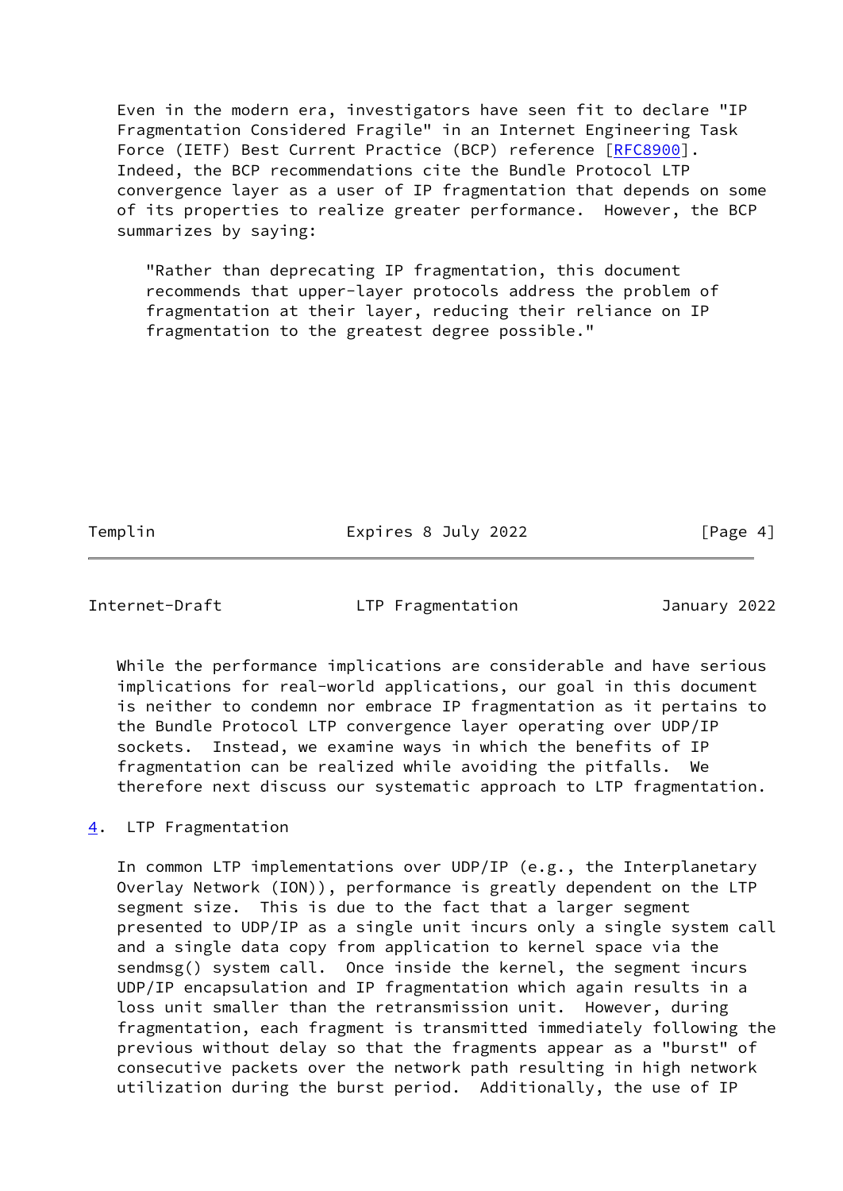Even in the modern era, investigators have seen fit to declare "IP Fragmentation Considered Fragile" in an Internet Engineering Task Force (IETF) Best Current Practice (BCP) reference [RFC8900]. Indeed, the BCP recommendations cite the Bundle Protocol LTP convergence layer as a user of IP fragmentation that depends on some of its properties to realize greater performance. However, the BCP summarizes by saying:

> "Rather than deprecating IP fragmentation, this document recommends that upper-layer protocols address the problem of fragmentation at their layer, reducing their reliance on IP fragmentation to the greatest degree possible."

While the performance implications are considerable and have serious implications for real-world applications, our goal in this document is neither to condemn nor embrace IP fragmentation as it pertains to the Bundle Protocol LTP convergence layer operating over UDP/IP sockets. Instead, we examine ways in which the benefits of IP fragmentation can be realized while avoiding the pitfalls. We therefore next discuss our systematic approach to LTP fragmentation.

## 4. LTP Fragmentation

In common LTP implementations over UDP/IP (e.g., the Interplanetary Overlay Network (ION)), performance is greatly dependent on the LTP segment size. This is due to the fact that a larger segment presented to UDP/IP as a single unit incurs only a single system call and a single data copy from application to kernel space via the sendmsg() system call. Once inside the kernel, the segment incurs UDP/IP encapsulation and IP fragmentation which again results in a loss unit smaller than the retransmission unit. However, during fragmentation, each fragment is transmitted immediately following the previous without delay so that the fragments appear as a "burst" of consecutive packets over the network path resulting in high network utilization during the burst period. Additionally, the use of IP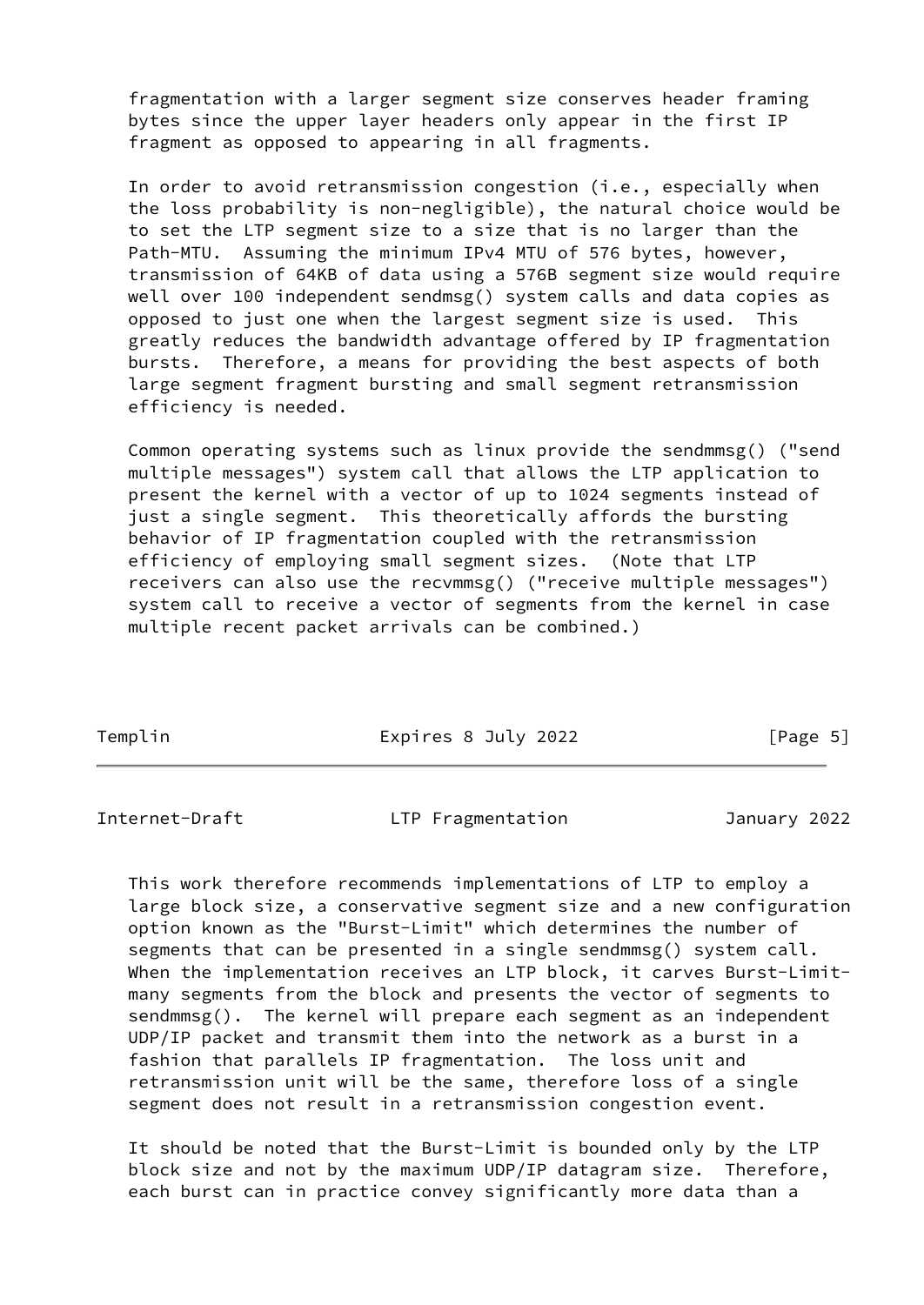fragmentation with a larger segment size conserves header framing bytes since the upper layer headers only appear in the first IP fragment as opposed to appearing in all fragments.

In order to avoid retransmission congestion (i.e., especially when the loss probability is non-negligible), the natural choice would be to set the LTP segment size to a size that is no larger than the Path-MTU. Assuming the minimum IPv4 MTU of 576 bytes, however, transmission of 64KB of data using a 576B segment size would require well over 100 independent sendmsg() system calls and data copies as opposed to just one when the largest segment size is used. This greatly reduces the bandwidth advantage offered by IP fragmentation bursts. Therefore, a means for providing the best aspects of both large segment fragment bursting and small segment retransmission efficiency is needed.

Common operating systems such as linux provide the sendmmsg() ("send multiple messages") system call that allows the LTP application to present the kernel with a vector of up to 1024 segments instead of just a single segment. This theoretically affords the bursting behavior of IP fragmentation coupled with the retransmission efficiency of employing small segment sizes. (Note that LTP receivers can also use the recvmmsg() ("receive multiple messages") system call to receive a vector of segments from the kernel in case multiple recent packet arrivals can be combined.)

This work therefore recommends implementations of LTP to employ a large block size, a conservative segment size and a new configuration option known as the "Burst-Limit" which determines the number of segments that can be presented in a single sendmmsg() system call. When the implementation receives an LTP block, it carves Burst-Limit-many segments from the block and presents the vector of segments to sendmmsg(). The kernel will prepare each segment as an independent UDP/IP packet and transmit them into the network as a burst in a fashion that parallels IP fragmentation. The loss unit and retransmission unit will be the same, therefore loss of a single segment does not result in a retransmission congestion event.

It should be noted that the Burst-Limit is bounded only by the LTP block size and not by the maximum UDP/IP datagram size. Therefore, each burst can in practice convey significantly more data than a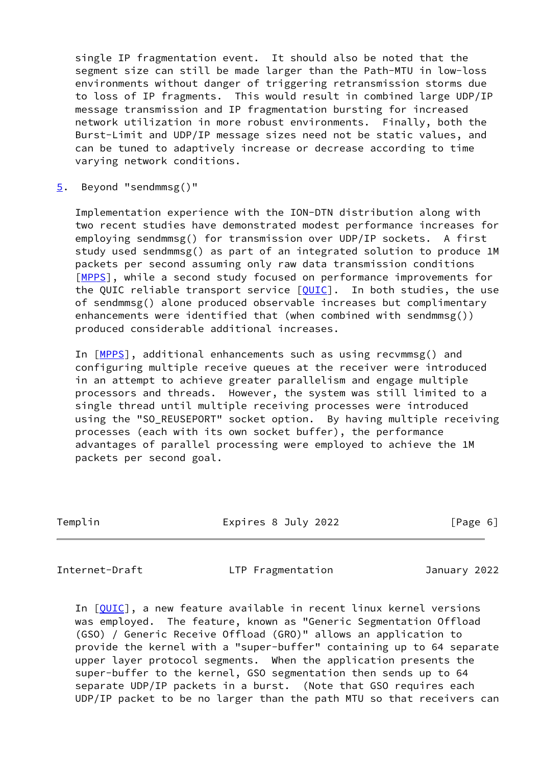single IP fragmentation event. It should also be noted that the segment size can still be made larger than the Path-MTU in low-loss environments without danger of triggering retransmission storms due to loss of IP fragments. This would result in combined large UDP/IP message transmission and IP fragmentation bursting for increased network utilization in more robust environments. Finally, both the Burst-Limit and UDP/IP message sizes need not be static values, and can be tuned to adaptively increase or decrease according to time varying network conditions.

## 5. Beyond "sendmmsg()"

Implementation experience with the ION-DTN distribution along with two recent studies have demonstrated modest performance increases for employing sendmmsg() for transmission over UDP/IP sockets. A first study used sendmmsg() as part of an integrated solution to produce 1M packets per second assuming only raw data transmission conditions [MPPS], while a second study focused on performance improvements for the QUIC reliable transport service [QUIC]. In both studies, the use of sendmmsg() alone produced observable increases but complimentary enhancements were identified that (when combined with sendmmsg()) produced considerable additional increases.

In [MPPS], additional enhancements such as using recvmmsg() and configuring multiple receive queues at the receiver were introduced in an attempt to achieve greater parallelism and engage multiple processors and threads. However, the system was still limited to a single thread until multiple receiving processes were introduced using the "SO_REUSEPORT" socket option. By having multiple receiving processes (each with its own socket buffer), the performance advantages of parallel processing were employed to achieve the 1M packets per second goal.

In [QUIC], a new feature available in recent linux kernel versions was employed. The feature, known as "Generic Segmentation Offload (GSO) / Generic Receive Offload (GRO)" allows an application to provide the kernel with a "super-buffer" containing up to 64 separate upper layer protocol segments. When the application presents the super-buffer to the kernel, GSO segmentation then sends up to 64 separate UDP/IP packets in a burst. (Note that GSO requires each UDP/IP packet to be no larger than the path MTU so that receivers can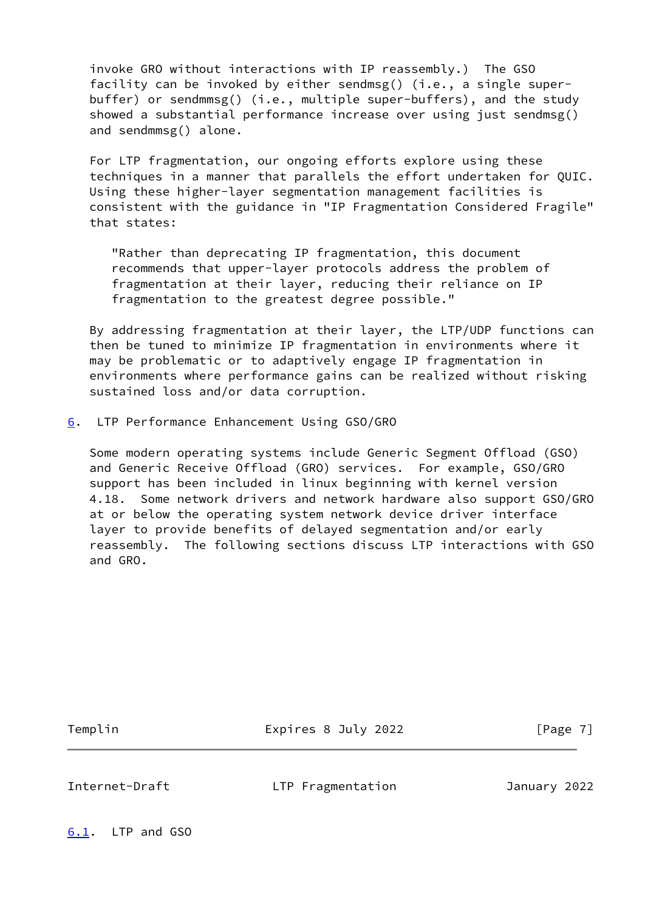invoke GRO without interactions with IP reassembly.) The GSO facility can be invoked by either sendmsg() (i.e., a single super-buffer) or sendmmsg() (i.e., multiple super-buffers), and the study showed a substantial performance increase over using just sendmsg() and sendmmsg() alone.

For LTP fragmentation, our ongoing efforts explore using these techniques in a manner that parallels the effort undertaken for QUIC. Using these higher-layer segmentation management facilities is consistent with the guidance in "IP Fragmentation Considered Fragile" that states:

> "Rather than deprecating IP fragmentation, this document recommends that upper-layer protocols address the problem of fragmentation at their layer, reducing their reliance on IP fragmentation to the greatest degree possible."

By addressing fragmentation at their layer, the LTP/UDP functions can then be tuned to minimize IP fragmentation in environments where it may be problematic or to adaptively engage IP fragmentation in environments where performance gains can be realized without risking sustained loss and/or data corruption.

## 6. LTP Performance Enhancement Using GSO/GRO

Some modern operating systems include Generic Segment Offload (GSO) and Generic Receive Offload (GRO) services. For example, GSO/GRO support has been included in linux beginning with kernel version 4.18. Some network drivers and network hardware also support GSO/GRO at or below the operating system network device driver interface layer to provide benefits of delayed segmentation and/or early reassembly. The following sections discuss LTP interactions with GSO and GRO.

### 6.1. LTP and GSO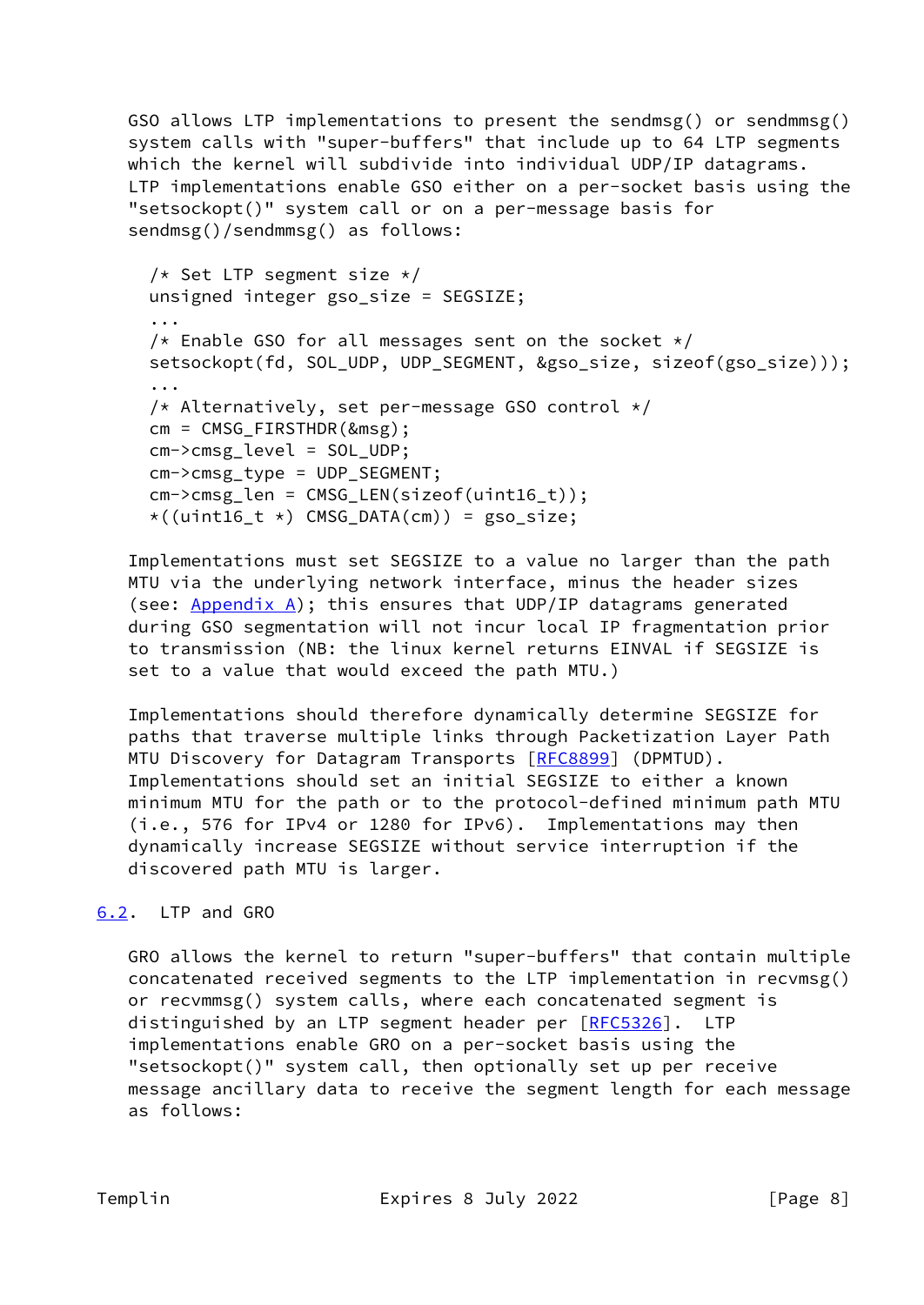GSO allows LTP implementations to present the sendmsg() or sendmmsg() system calls with "super-buffers" that include up to 64 LTP segments which the kernel will subdivide into individual UDP/IP datagrams. LTP implementations enable GSO either on a per-socket basis using the "setsockopt()" system call or on a per-message basis for sendmsg()/sendmmsg() as follows:

```
/* Set LTP segment size */
unsigned integer gso_size = SEGSIZE;
...
/* Enable GSO for all messages sent on the socket */
setsockopt(fd, SOL_UDP, UDP_SEGMENT, &gso_size, sizeof(gso_size)));
...
/* Alternatively, set per-message GSO control */
cm = CMSG_FIRSTHDR(&msg);
cm->cmsg_level = SOL_UDP;
cm->cmsg_type = UDP_SEGMENT;
cm->cmsg_len = CMSG_LEN(sizeof(uint16_t));
*((uint16_t *) CMSG_DATA(cm)) = gso_size;
```

Implementations must set SEGSIZE to a value no larger than the path MTU via the underlying network interface, minus the header sizes (see: Appendix A); this ensures that UDP/IP datagrams generated during GSO segmentation will not incur local IP fragmentation prior to transmission (NB: the linux kernel returns EINVAL if SEGSIZE is set to a value that would exceed the path MTU.)

Implementations should therefore dynamically determine SEGSIZE for paths that traverse multiple links through Packetization Layer Path MTU Discovery for Datagram Transports [RFC8899] (DPMTUD). Implementations should set an initial SEGSIZE to either a known minimum MTU for the path or to the protocol-defined minimum path MTU (i.e., 576 for IPv4 or 1280 for IPv6). Implementations may then dynamically increase SEGSIZE without service interruption if the discovered path MTU is larger.

## 6.2. LTP and GRO

GRO allows the kernel to return "super-buffers" that contain multiple concatenated received segments to the LTP implementation in recvmsg() or recvmmsg() system calls, where each concatenated segment is distinguished by an LTP segment header per [RFC5326]. LTP implementations enable GRO on a per-socket basis using the "setsockopt()" system call, then optionally set up per receive message ancillary data to receive the segment length for each message as follows: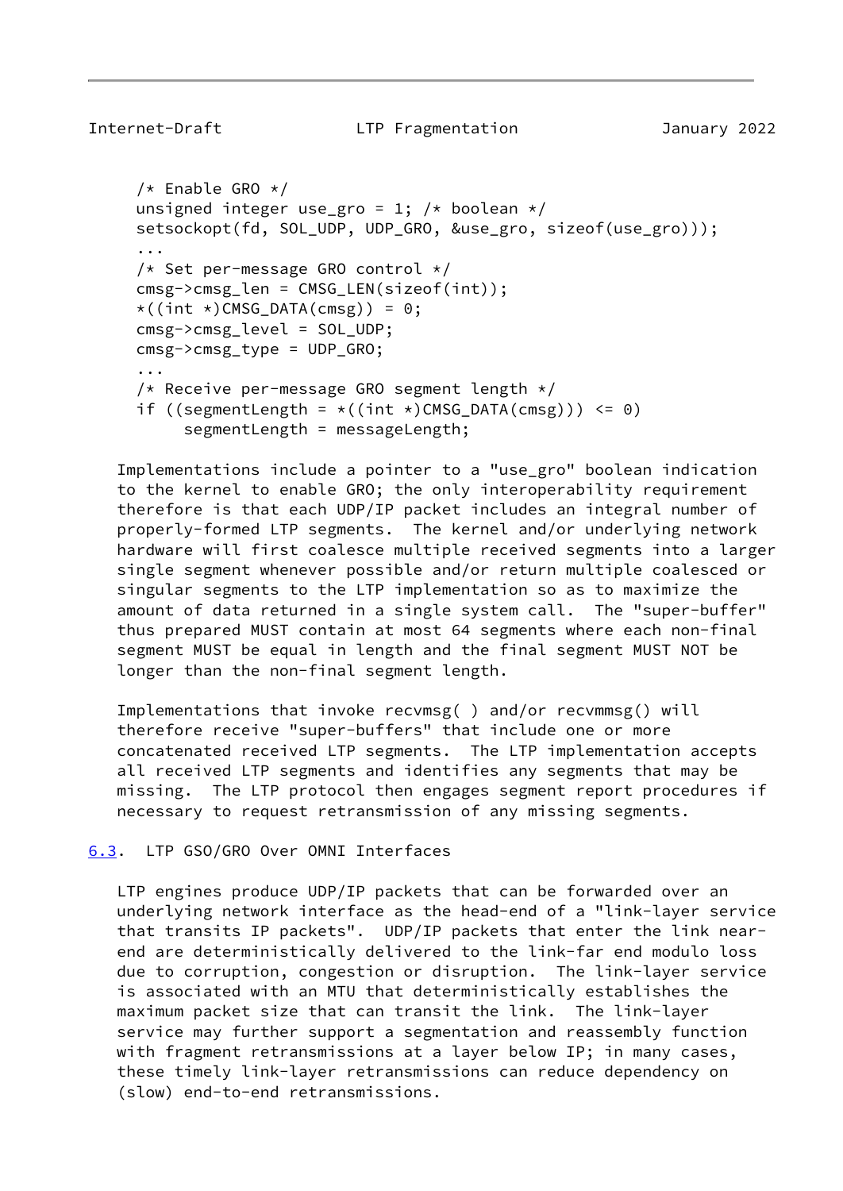```
/* Enable GRO */
unsigned integer use_gro = 1; /* boolean */
setsockopt(fd, SOL_UDP, UDP_GRO, &use_gro, sizeof(use_gro)));
...
/* Set per-message GRO control */
cmsg->cmsg_len = CMSG_LEN(sizeof(int));
*((int *)CMSG_DATA(cmsg)) = 0;
cmsg->cmsg_level = SOL_UDP;
cmsg->cmsg_type = UDP_GRO;
...
/* Receive per-message GRO segment length */
if ((segmentLength = *((int *)CMSG_DATA(cmsg))) <= 0)
     segmentLength = messageLength;
```

Implementations include a pointer to a "use_gro" boolean indication to the kernel to enable GRO; the only interoperability requirement therefore is that each UDP/IP packet includes an integral number of properly-formed LTP segments. The kernel and/or underlying network hardware will first coalesce multiple received segments into a larger single segment whenever possible and/or return multiple coalesced or singular segments to the LTP implementation so as to maximize the amount of data returned in a single system call. The "super-buffer" thus prepared MUST contain at most 64 segments where each non-final segment MUST be equal in length and the final segment MUST NOT be longer than the non-final segment length.

Implementations that invoke recvmsg( ) and/or recvmmsg() will therefore receive "super-buffers" that include one or more concatenated received LTP segments. The LTP implementation accepts all received LTP segments and identifies any segments that may be missing. The LTP protocol then engages segment report procedures if necessary to request retransmission of any missing segments.

### 6.3. LTP GSO/GRO Over OMNI Interfaces

LTP engines produce UDP/IP packets that can be forwarded over an underlying network interface as the head-end of a "link-layer service that transits IP packets". UDP/IP packets that enter the link near-end are deterministically delivered to the link-far end modulo loss due to corruption, congestion or disruption. The link-layer service is associated with an MTU that deterministically establishes the maximum packet size that can transit the link. The link-layer service may further support a segmentation and reassembly function with fragment retransmissions at a layer below IP; in many cases, these timely link-layer retransmissions can reduce dependency on (slow) end-to-end retransmissions.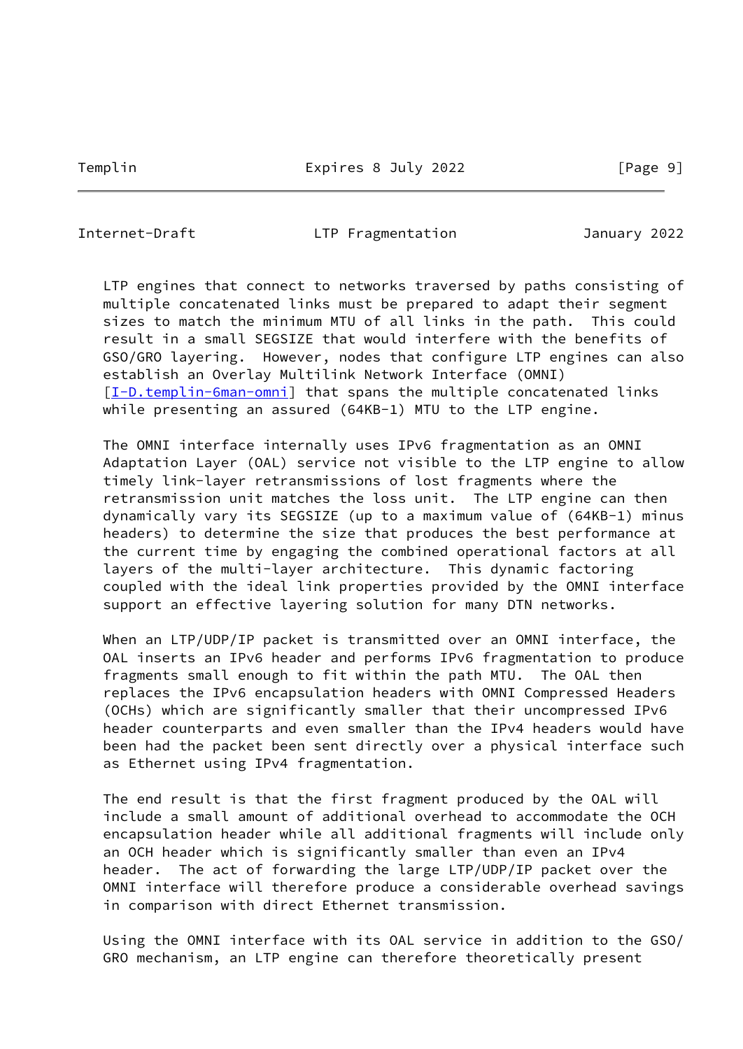LTP engines that connect to networks traversed by paths consisting of multiple concatenated links must be prepared to adapt their segment sizes to match the minimum MTU of all links in the path. This could result in a small SEGSIZE that would interfere with the benefits of GSO/GRO layering. However, nodes that configure LTP engines can also establish an Overlay Multilink Network Interface (OMNI) [I-D.templin-6man-omni] that spans the multiple concatenated links while presenting an assured (64KB-1) MTU to the LTP engine.

The OMNI interface internally uses IPv6 fragmentation as an OMNI Adaptation Layer (OAL) service not visible to the LTP engine to allow timely link-layer retransmissions of lost fragments where the retransmission unit matches the loss unit. The LTP engine can then dynamically vary its SEGSIZE (up to a maximum value of (64KB-1) minus headers) to determine the size that produces the best performance at the current time by engaging the combined operational factors at all layers of the multi-layer architecture. This dynamic factoring coupled with the ideal link properties provided by the OMNI interface support an effective layering solution for many DTN networks.

When an LTP/UDP/IP packet is transmitted over an OMNI interface, the OAL inserts an IPv6 header and performs IPv6 fragmentation to produce fragments small enough to fit within the path MTU. The OAL then replaces the IPv6 encapsulation headers with OMNI Compressed Headers (OCHs) which are significantly smaller that their uncompressed IPv6 header counterparts and even smaller than the IPv4 headers would have been had the packet been sent directly over a physical interface such as Ethernet using IPv4 fragmentation.

The end result is that the first fragment produced by the OAL will include a small amount of additional overhead to accommodate the OCH encapsulation header while all additional fragments will include only an OCH header which is significantly smaller than even an IPv4 header. The act of forwarding the large LTP/UDP/IP packet over the OMNI interface will therefore produce a considerable overhead savings in comparison with direct Ethernet transmission.

Using the OMNI interface with its OAL service in addition to the GSO/GRO mechanism, an LTP engine can therefore theoretically present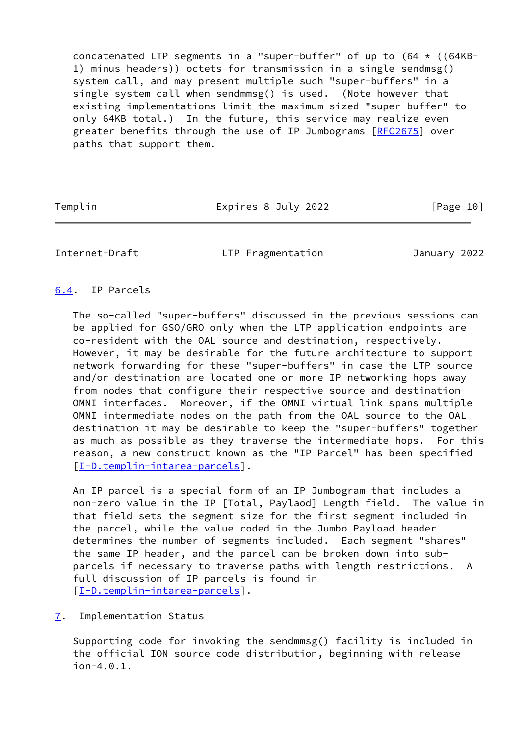concatenated LTP segments in a "super-buffer" of up to (64 * ((64KB-1) minus headers)) octets for transmission in a single sendmsg() system call, and may present multiple such "super-buffers" in a single system call when sendmmsg() is used. (Note however that existing implementations limit the maximum-sized "super-buffer" to only 64KB total.) In the future, this service may realize even greater benefits through the use of IP Jumbograms [RFC2675] over paths that support them.

### 6.4. IP Parcels

The so-called "super-buffers" discussed in the previous sessions can be applied for GSO/GRO only when the LTP application endpoints are co-resident with the OAL source and destination, respectively. However, it may be desirable for the future architecture to support network forwarding for these "super-buffers" in case the LTP source and/or destination are located one or more IP networking hops away from nodes that configure their respective source and destination OMNI interfaces. Moreover, if the OMNI virtual link spans multiple OMNI intermediate nodes on the path from the OAL source to the OAL destination it may be desirable to keep the "super-buffers" together as much as possible as they traverse the intermediate hops. For this reason, a new construct known as the "IP Parcel" has been specified [I-D.templin-intarea-parcels].

An IP parcel is a special form of an IP Jumbogram that includes a non-zero value in the IP [Total, Payload] Length field. The value in that field sets the segment size for the first segment included in the parcel, while the value coded in the Jumbo Payload header determines the number of segments included. Each segment "shares" the same IP header, and the parcel can be broken down into sub-parcels if necessary to traverse paths with length restrictions. A full discussion of IP parcels is found in [I-D.templin-intarea-parcels].

## 7. Implementation Status

Supporting code for invoking the sendmmsg() facility is included in the official ION source code distribution, beginning with release ion-4.0.1.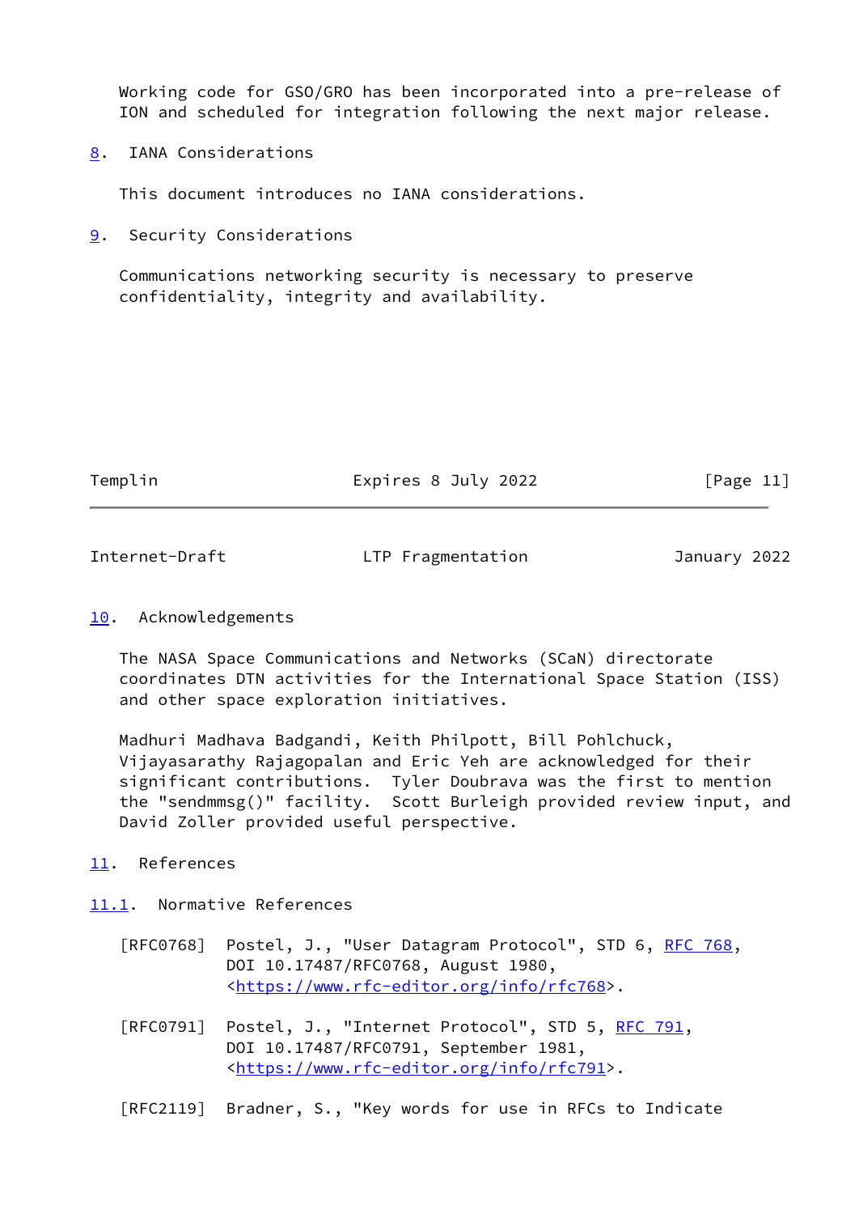Working code for GSO/GRO has been incorporated into a pre-release of ION and scheduled for integration following the next major release.

## 8. IANA Considerations

This document introduces no IANA considerations.

## 9. Security Considerations

Communications networking security is necessary to preserve confidentiality, integrity and availability.

## 10. Acknowledgements

The NASA Space Communications and Networks (SCaN) directorate coordinates DTN activities for the International Space Station (ISS) and other space exploration initiatives.

Madhuri Madhava Badgandi, Keith Philpott, Bill Pohlchuck, Vijayasarathy Rajagopalan and Eric Yeh are acknowledged for their significant contributions. Tyler Doubrava was the first to mention the "sendmmsg()" facility. Scott Burleigh provided review input, and David Zoller provided useful perspective.

## 11. References

### 11.1. Normative References

[RFC0768] Postel, J., "User Datagram Protocol", STD 6, RFC 768, DOI 10.17487/RFC0768, August 1980, <https://www.rfc-editor.org/info/rfc768>.

[RFC0791] Postel, J., "Internet Protocol", STD 5, RFC 791, DOI 10.17487/RFC0791, September 1981, <https://www.rfc-editor.org/info/rfc791>.

[RFC2119] Bradner, S., "Key words for use in RFCs to Indicate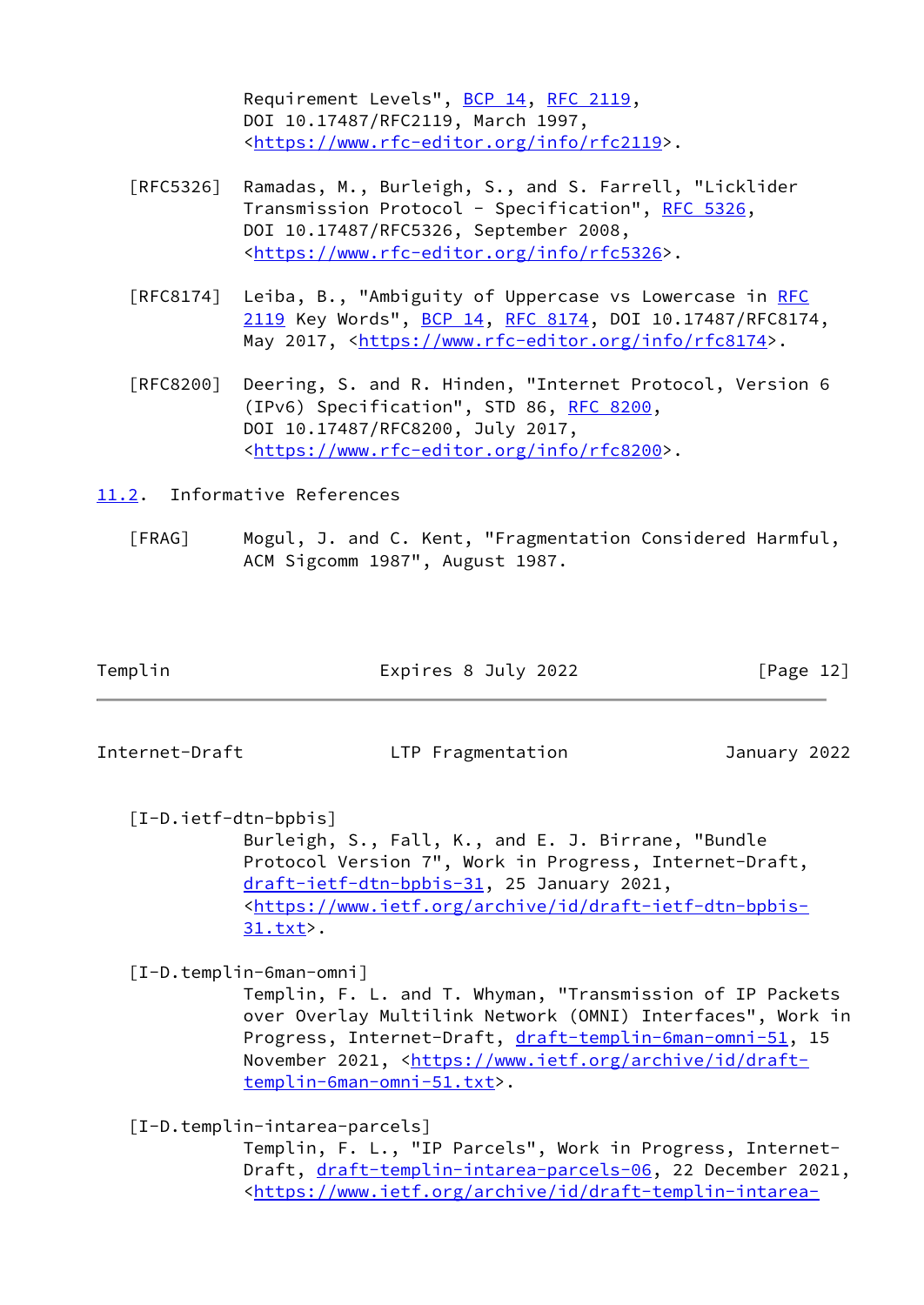Requirement Levels", BCP 14, RFC 2119, DOI 10.17487/RFC2119, March 1997, <https://www.rfc-editor.org/info/rfc2119>.

[RFC5326] Ramadas, M., Burleigh, S., and S. Farrell, "Licklider Transmission Protocol - Specification", RFC 5326, DOI 10.17487/RFC5326, September 2008, <https://www.rfc-editor.org/info/rfc5326>.

[RFC8174] Leiba, B., "Ambiguity of Uppercase vs Lowercase in RFC 2119 Key Words", BCP 14, RFC 8174, DOI 10.17487/RFC8174, May 2017, <https://www.rfc-editor.org/info/rfc8174>.

[RFC8200] Deering, S. and R. Hinden, "Internet Protocol, Version 6 (IPv6) Specification", STD 86, RFC 8200, DOI 10.17487/RFC8200, July 2017, <https://www.rfc-editor.org/info/rfc8200>.

## 11.2. Informative References

[FRAG] Mogul, J. and C. Kent, "Fragmentation Considered Harmful, ACM Sigcomm 1987", August 1987.

[I-D.ietf-dtn-bpbis] Burleigh, S., Fall, K., and E. J. Birrane, "Bundle Protocol Version 7", Work in Progress, Internet-Draft, draft-ietf-dtn-bpbis-31, 25 January 2021, <https://www.ietf.org/archive/id/draft-ietf-dtn-bpbis-31.txt>.

[I-D.templin-6man-omni] Templin, F. L. and T. Whyman, "Transmission of IP Packets over Overlay Multilink Network (OMNI) Interfaces", Work in Progress, Internet-Draft, draft-templin-6man-omni-51, 15 November 2021, <https://www.ietf.org/archive/id/draft-templin-6man-omni-51.txt>.

[I-D.templin-intarea-parcels] Templin, F. L., "IP Parcels", Work in Progress, Internet-Draft, draft-templin-intarea-parcels-06, 22 December 2021, <https://www.ietf.org/archive/id/draft-templin-intarea-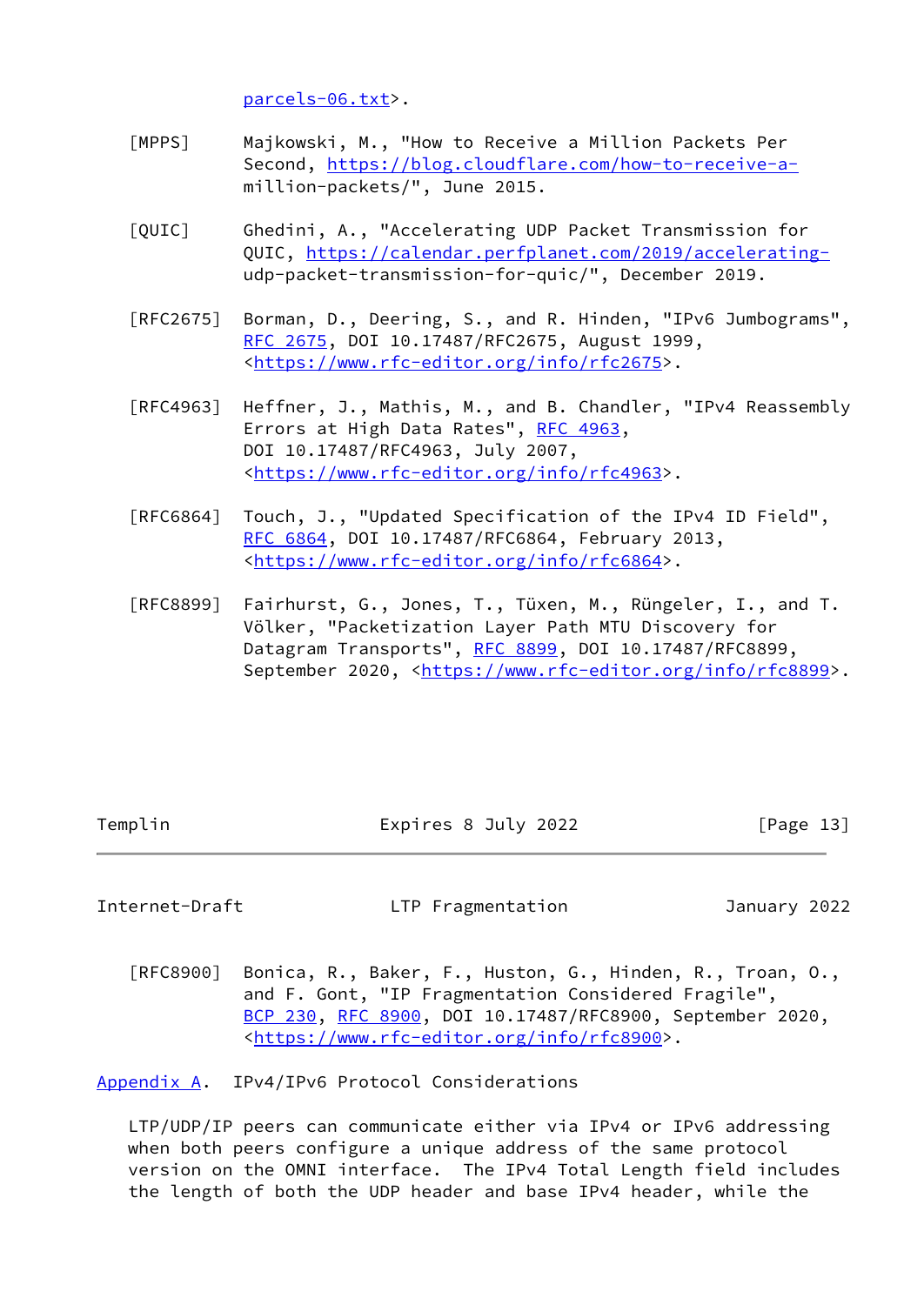parcels-06.txt>.

[MPPS] Majkowski, M., "How to Receive a Million Packets Per Second, https://blog.cloudflare.com/how-to-receive-a-million-packets/", June 2015.

[QUIC] Ghedini, A., "Accelerating UDP Packet Transmission for QUIC, https://calendar.perfplanet.com/2019/accelerating-udp-packet-transmission-for-quic/", December 2019.

[RFC2675] Borman, D., Deering, S., and R. Hinden, "IPv6 Jumbograms", RFC 2675, DOI 10.17487/RFC2675, August 1999, <https://www.rfc-editor.org/info/rfc2675>.

[RFC4963] Heffner, J., Mathis, M., and B. Chandler, "IPv4 Reassembly Errors at High Data Rates", RFC 4963, DOI 10.17487/RFC4963, July 2007, <https://www.rfc-editor.org/info/rfc4963>.

[RFC6864] Touch, J., "Updated Specification of the IPv4 ID Field", RFC 6864, DOI 10.17487/RFC6864, February 2013, <https://www.rfc-editor.org/info/rfc6864>.

[RFC8899] Fairhurst, G., Jones, T., Tüxen, M., Rüngeler, I., and T. Völker, "Packetization Layer Path MTU Discovery for Datagram Transports", RFC 8899, DOI 10.17487/RFC8899, September 2020, <https://www.rfc-editor.org/info/rfc8899>.

[RFC8900] Bonica, R., Baker, F., Huston, G., Hinden, R., Troan, O., and F. Gont, "IP Fragmentation Considered Fragile", BCP 230, RFC 8900, DOI 10.17487/RFC8900, September 2020, <https://www.rfc-editor.org/info/rfc8900>.

## Appendix A. IPv4/IPv6 Protocol Considerations

LTP/UDP/IP peers can communicate either via IPv4 or IPv6 addressing when both peers configure a unique address of the same protocol version on the OMNI interface. The IPv4 Total Length field includes the length of both the UDP header and base IPv4 header, while the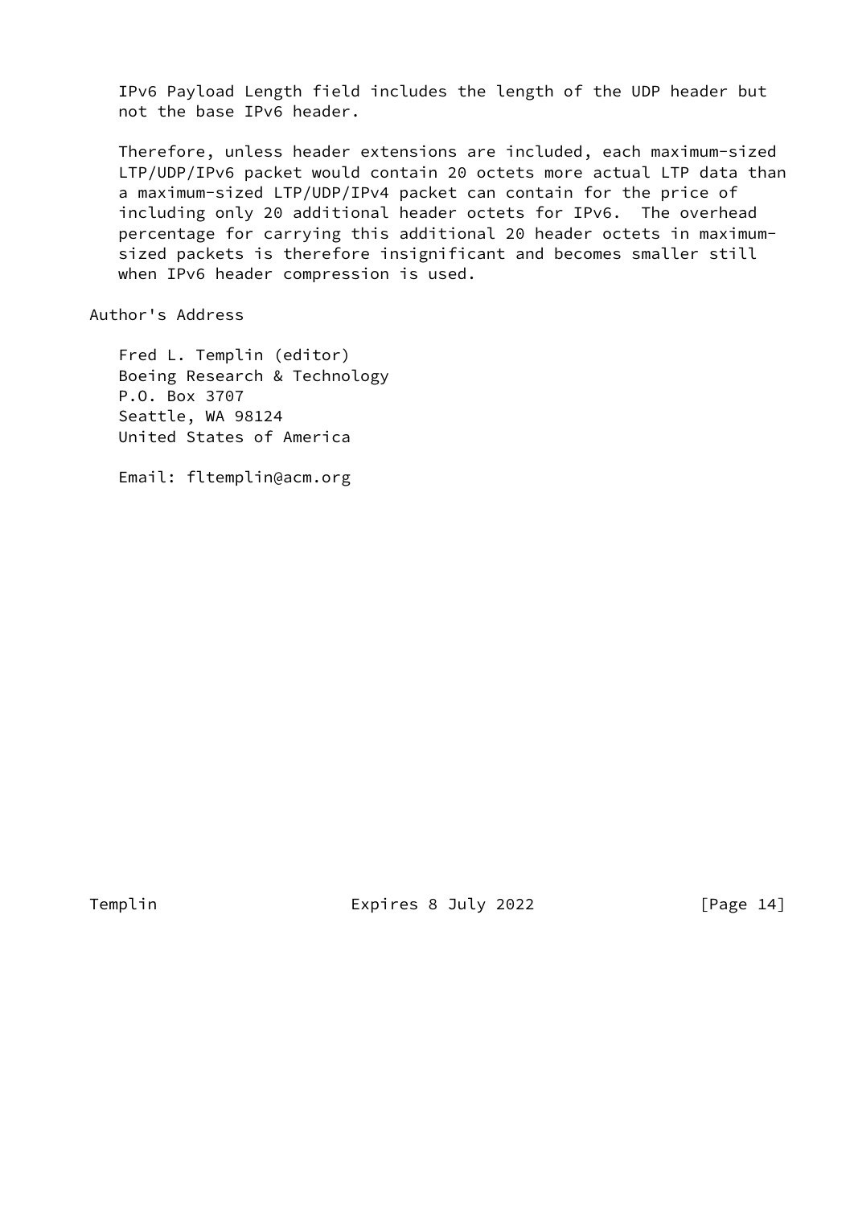IPv6 Payload Length field includes the length of the UDP header but not the base IPv6 header.

Therefore, unless header extensions are included, each maximum-sized LTP/UDP/IPv6 packet would contain 20 octets more actual LTP data than a maximum-sized LTP/UDP/IPv4 packet can contain for the price of including only 20 additional header octets for IPv6. The overhead percentage for carrying this additional 20 header octets in maximum-sized packets is therefore insignificant and becomes smaller still when IPv6 header compression is used.

## Author's Address

Fred L. Templin (editor)
Boeing Research & Technology
P.O. Box 3707
Seattle, WA 98124
United States of America

Email: fltemplin@acm.org